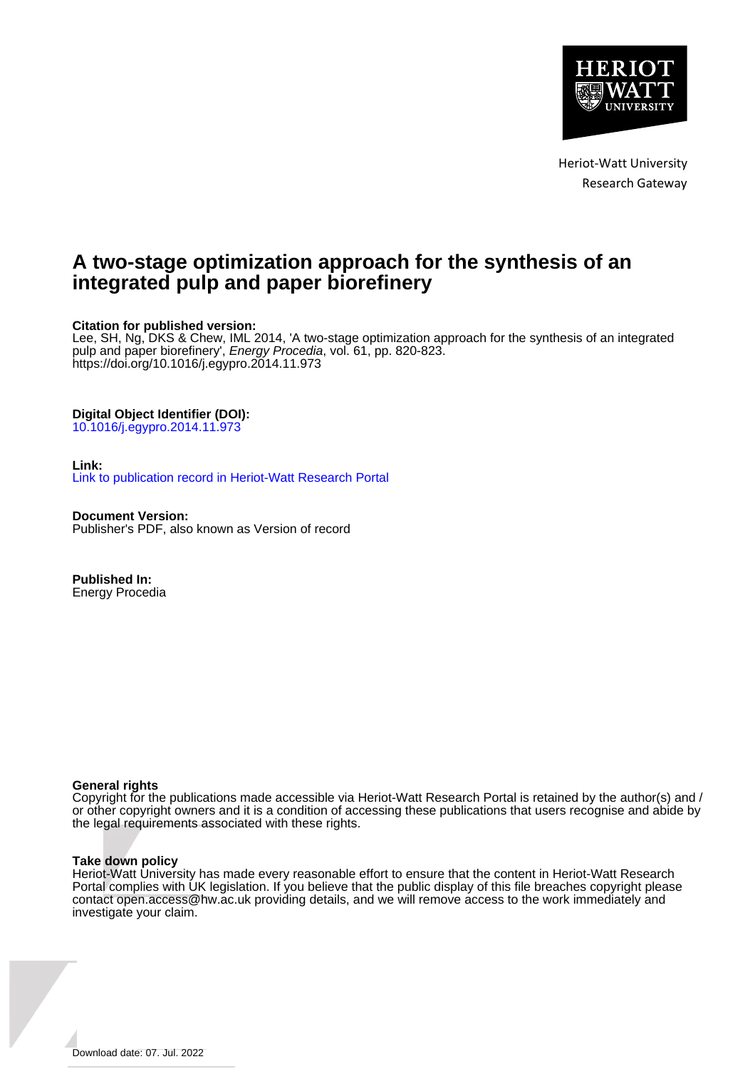Heriot-Watt University
Research Gateway

# A two-stage optimization approach for the synthesis of an integrated pulp and paper biorefinery

**Citation for published version:**
Lee, SH, Ng, DKS & Chew, IML 2014, 'A two-stage optimization approach for the synthesis of an integrated pulp and paper biorefinery', *Energy Procedia*, vol. 61, pp. 820-823.
https://doi.org/10.1016/j.egypro.2014.11.973

**Digital Object Identifier (DOI):**
10.1016/j.egypro.2014.11.973

**Link:**
Link to publication record in Heriot-Watt Research Portal

**Document Version:**
Publisher's PDF, also known as Version of record

**Published In:**
Energy Procedia

**General rights**
Copyright for the publications made accessible via Heriot-Watt Research Portal is retained by the author(s) and / or other copyright owners and it is a condition of accessing these publications that users recognise and abide by the legal requirements associated with these rights.

**Take down policy**
Heriot-Watt University has made every reasonable effort to ensure that the content in Heriot-Watt Research Portal complies with UK legislation. If you believe that the public display of this file breaches copyright please contact open.access@hw.ac.uk providing details, and we will remove access to the work immediately and investigate your claim.

Download date: 07. Jul. 2022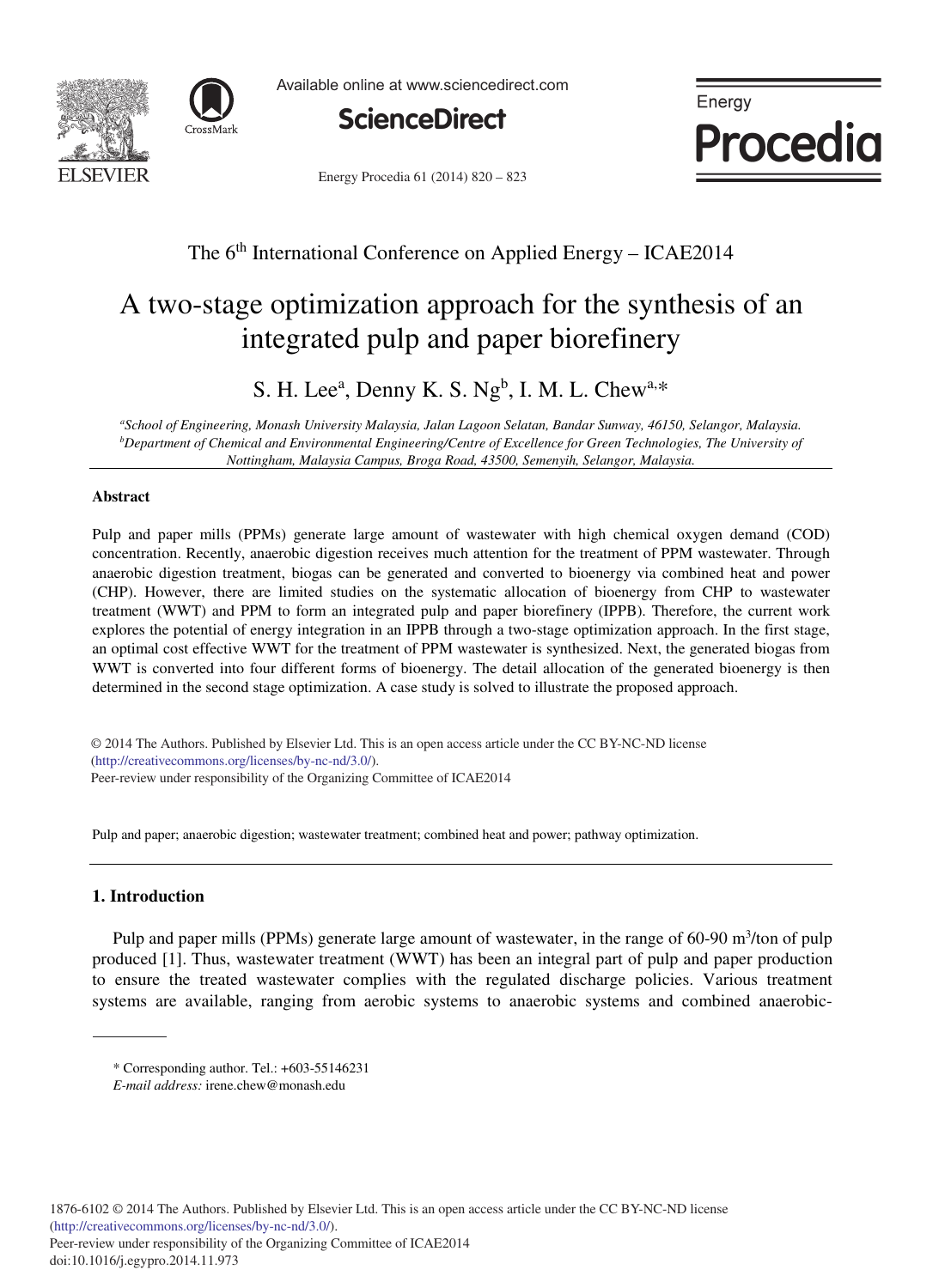# A two-stage optimization approach for the synthesis of an integrated pulp and paper biorefinery

S. H. Lee[a], Denny K. S. Ng[b], I. M. L. Chew[a,*]

[a]*School of Engineering, Monash University Malaysia, Jalan Lagoon Selatan, Bandar Sunway, 46150, Selangor, Malaysia.*
[b]*Department of Chemical and Environmental Engineering/Centre of Excellence for Green Technologies, The University of Nottingham, Malaysia Campus, Broga Road, 43500, Semenyih, Selangor, Malaysia.*

### Abstract

Pulp and paper mills (PPMs) generate large amount of wastewater with high chemical oxygen demand (COD) concentration. Recently, anaerobic digestion receives much attention for the treatment of PPM wastewater. Through anaerobic digestion treatment, biogas can be generated and converted to bioenergy via combined heat and power (CHP). However, there are limited studies on the systematic allocation of bioenergy from CHP to wastewater treatment (WWT) and PPM to form an integrated pulp and paper biorefinery (IPPB). Therefore, the current work explores the potential of energy integration in an IPPB through a two-stage optimization approach. In the first stage, an optimal cost effective WWT for the treatment of PPM wastewater is synthesized. Next, the generated biogas from WWT is converted into four different forms of bioenergy. The detail allocation of the generated bioenergy is then determined in the second stage optimization. A case study is solved to illustrate the proposed approach.

© 2014 The Authors. Published by Elsevier Ltd. This is an open access article under the CC BY-NC-ND license (http://creativecommons.org/licenses/by-nc-nd/3.0/).
Peer-review under responsibility of the Organizing Committee of ICAE2014

Pulp and paper; anaerobic digestion; wastewater treatment; combined heat and power; pathway optimization.

## 1. Introduction

Pulp and paper mills (PPMs) generate large amount of wastewater, in the range of 60-90 $m^3$/ton of pulp produced [1]. Thus, wastewater treatment (WWT) has been an integral part of pulp and paper production to ensure the treated wastewater complies with the regulated discharge policies. Various treatment systems are available, ranging from aerobic systems to anaerobic systems and combined anaerobic-

\* Corresponding author. Tel.: +603-55146231
*E-mail address:* irene.chew@monash.edu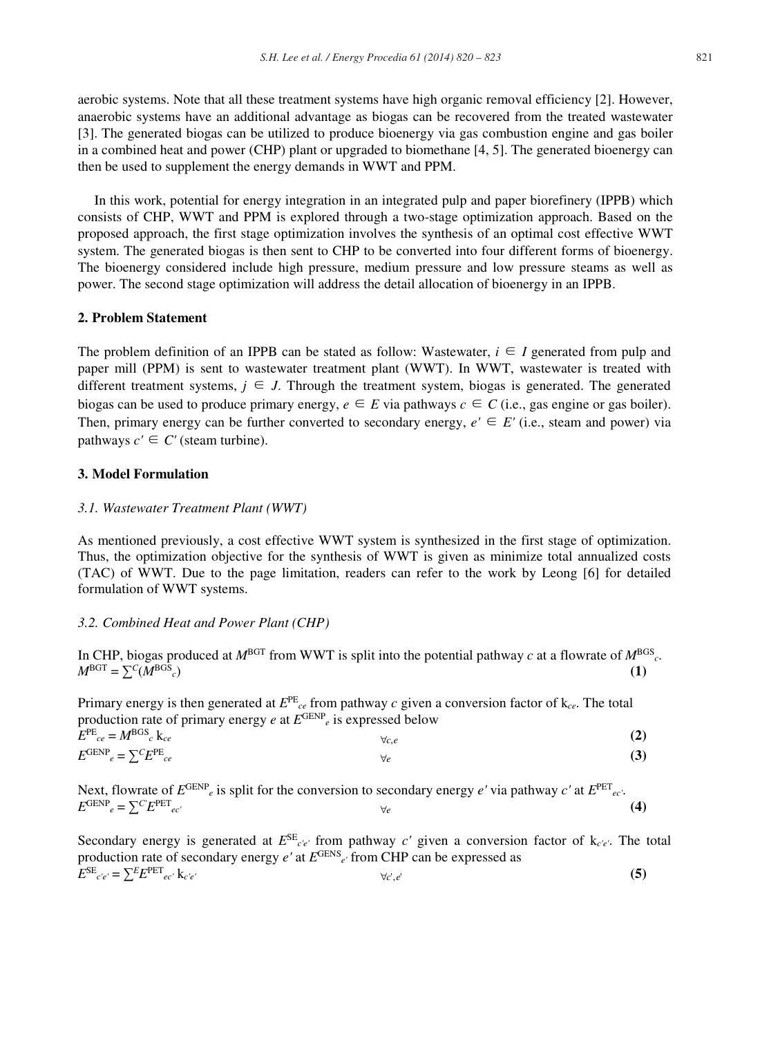aerobic systems. Note that all these treatment systems have high organic removal efficiency [2]. However, anaerobic systems have an additional advantage as biogas can be recovered from the treated wastewater [3]. The generated biogas can be utilized to produce bioenergy via gas combustion engine and gas boiler in a combined heat and power (CHP) plant or upgraded to biomethane [4, 5]. The generated bioenergy can then be used to supplement the energy demands in WWT and PPM.

In this work, potential for energy integration in an integrated pulp and paper biorefinery (IPPB) which consists of CHP, WWT and PPM is explored through a two-stage optimization approach. Based on the proposed approach, the first stage optimization involves the synthesis of an optimal cost effective WWT system. The generated biogas is then sent to CHP to be converted into four different forms of bioenergy. The bioenergy considered include high pressure, medium pressure and low pressure steams as well as power. The second stage optimization will address the detail allocation of bioenergy in an IPPB.

## 2. Problem Statement

The problem definition of an IPPB can be stated as follow: Wastewater, $i \in I$ generated from pulp and paper mill (PPM) is sent to wastewater treatment plant (WWT). In WWT, wastewater is treated with different treatment systems, $j \in J$. Through the treatment system, biogas is generated. The generated biogas can be used to produce primary energy, $e \in E$ via pathways $c \in C$ (i.e., gas engine or gas boiler). Then, primary energy can be further converted to secondary energy, $e' \in E'$ (i.e., steam and power) via pathways $c' \in C'$ (steam turbine).

## 3. Model Formulation

### *3.1. Wastewater Treatment Plant (WWT)*

As mentioned previously, a cost effective WWT system is synthesized in the first stage of optimization. Thus, the optimization objective for the synthesis of WWT is given as minimize total annualized costs (TAC) of WWT. Due to the page limitation, readers can refer to the work by Leong [6] for detailed formulation of WWT systems.

### *3.2. Combined Heat and Power Plant (CHP)*

In CHP, biogas produced at $M^{BGT}$ from WWT is split into the potential pathway $c$ at a flowrate of $M^{BGS}{}_{c}$.

$$M^{BGT} = \sum^{C}(M^{BGS}{}_{c}) \qquad \textbf{(1)}$$

Primary energy is then generated at $E^{PE}{}_{ce}$ from pathway $c$ given a conversion factor of $k_{ce}$. The total production rate of primary energy $e$ at $E^{GENP}{}_{e}$ is expressed below

$$E^{PE}{}_{ce} = M^{BGS}{}_{c}\, k_{ce} \qquad \forall c,e \qquad \textbf{(2)}$$

$$E^{GENP}{}_{e} = \sum^{C} E^{PE}{}_{ce} \qquad \forall e \qquad \textbf{(3)}$$

Next, flowrate of $E^{GENP}{}_{e}$ is split for the conversion to secondary energy $e'$ via pathway $c'$ at $E^{PET}{}_{ec'}$.

$$E^{GENP}{}_{e} = \sum^{C'} E^{PET}{}_{ec'} \qquad \forall e \qquad \textbf{(4)}$$

Secondary energy is generated at $E^{SE}{}_{c'e'}$ from pathway $c'$ given a conversion factor of $k_{c'e'}$. The total production rate of secondary energy $e'$ at $E^{GENS}{}_{e'}$ from CHP can be expressed as

$$E^{SE}{}_{c'e'} = \sum^{E} E^{PET}{}_{ec'}\, k_{c'e'} \qquad \forall c',e' \qquad \textbf{(5)}$$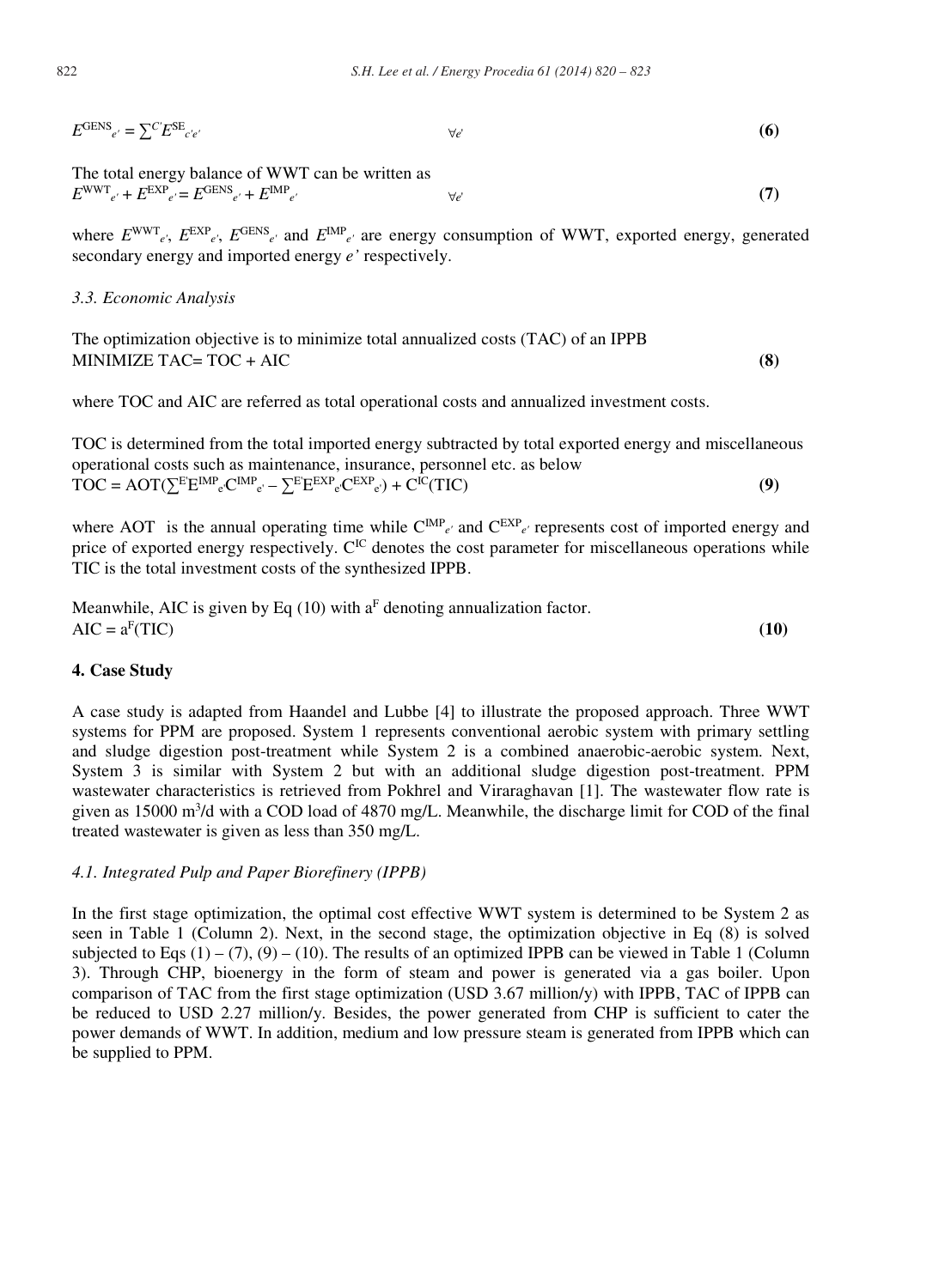$$E^{GENS}_{e'} = \sum^{C'} E^{SE}_{c'e'} \qquad \forall e' \qquad \textbf{(6)}$$

The total energy balance of WWT can be written as

$$E^{WWT}_{e'} + E^{EXP}_{e'} = E^{GENS}_{e'} + E^{IMP}_{e'} \qquad \forall e' \qquad \textbf{(7)}$$

where $E^{WWT}_{e'}$, $E^{EXP}_{e'}$, $E^{GENS}_{e'}$ and $E^{IMP}_{e'}$ are energy consumption of WWT, exported energy, generated secondary energy and imported energy $e'$ respectively.

### *3.3. Economic Analysis*

The optimization objective is to minimize total annualized costs (TAC) of an IPPB

$$\text{MINIMIZE TAC} = \text{TOC} + \text{AIC} \qquad \textbf{(8)}$$

where TOC and AIC are referred as total operational costs and annualized investment costs.

TOC is determined from the total imported energy subtracted by total exported energy and miscellaneous operational costs such as maintenance, insurance, personnel etc. as below

$$\text{TOC} = \text{AOT}\left(\sum^{E'} E^{IMP}_{e'} C^{IMP}_{e'} - \sum^{E'} E^{EXP}_{e'} C^{EXP}_{e'}\right) + C^{IC}(\text{TIC}) \qquad \textbf{(9)}$$

where AOT is the annual operating time while $C^{IMP}_{e'}$ and $C^{EXP}_{e'}$ represents cost of imported energy and price of exported energy respectively. $C^{IC}$ denotes the cost parameter for miscellaneous operations while TIC is the total investment costs of the synthesized IPPB.

Meanwhile, AIC is given by Eq (10) with $a^F$ denoting annualization factor.

$$\text{AIC} = a^F(\text{TIC}) \qquad \textbf{(10)}$$

## 4. Case Study

A case study is adapted from Haandel and Lubbe [4] to illustrate the proposed approach. Three WWT systems for PPM are proposed. System 1 represents conventional aerobic system with primary settling and sludge digestion post-treatment while System 2 is a combined anaerobic-aerobic system. Next, System 3 is similar with System 2 but with an additional sludge digestion post-treatment. PPM wastewater characteristics is retrieved from Pokhrel and Viraraghavan [1]. The wastewater flow rate is given as 15000 $m^3$/d with a COD load of 4870 mg/L. Meanwhile, the discharge limit for COD of the final treated wastewater is given as less than 350 mg/L.

### *4.1. Integrated Pulp and Paper Biorefinery (IPPB)*

In the first stage optimization, the optimal cost effective WWT system is determined to be System 2 as seen in Table 1 (Column 2). Next, in the second stage, the optimization objective in Eq (8) is solved subjected to Eqs (1) – (7), (9) – (10). The results of an optimized IPPB can be viewed in Table 1 (Column 3). Through CHP, bioenergy in the form of steam and power is generated via a gas boiler. Upon comparison of TAC from the first stage optimization (USD 3.67 million/y) with IPPB, TAC of IPPB can be reduced to USD 2.27 million/y. Besides, the power generated from CHP is sufficient to cater the power demands of WWT. In addition, medium and low pressure steam is generated from IPPB which can be supplied to PPM.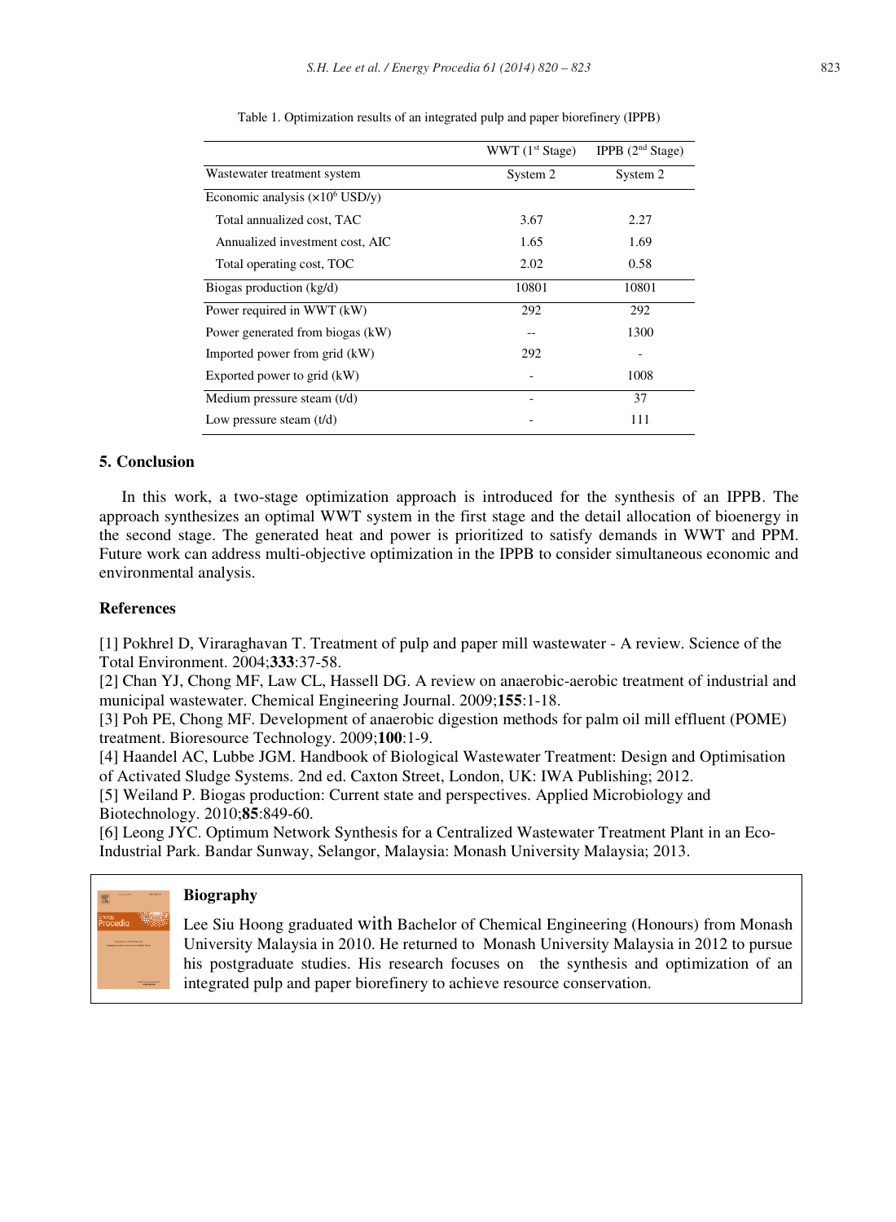Table 1. Optimization results of an integrated pulp and paper biorefinery (IPPB)

| | WWT (1st Stage) | IPPB (2nd Stage) |
|---|---|---|
| Wastewater treatment system | System 2 | System 2 |
| Economic analysis ($\times 10^6$ USD/y) | | |
| Total annualized cost, TAC | 3.67 | 2.27 |
| Annualized investment cost, AIC | 1.65 | 1.69 |
| Total operating cost, TOC | 2.02 | 0.58 |
| Biogas production (kg/d) | 10801 | 10801 |
| Power required in WWT (kW) | 292 | 292 |
| Power generated from biogas (kW) | -- | 1300 |
| Imported power from grid (kW) | 292 | - |
| Exported power to grid (kW) | - | 1008 |
| Medium pressure steam (t/d) | - | 37 |
| Low pressure steam (t/d) | - | 111 |

## 5. Conclusion

In this work, a two-stage optimization approach is introduced for the synthesis of an IPPB. The approach synthesizes an optimal WWT system in the first stage and the detail allocation of bioenergy in the second stage. The generated heat and power is prioritized to satisfy demands in WWT and PPM. Future work can address multi-objective optimization in the IPPB to consider simultaneous economic and environmental analysis.

## References

[1] Pokhrel D, Viraraghavan T. Treatment of pulp and paper mill wastewater - A review. Science of the Total Environment. 2004;**333**:37-58.

[2] Chan YJ, Chong MF, Law CL, Hassell DG. A review on anaerobic-aerobic treatment of industrial and municipal wastewater. Chemical Engineering Journal. 2009;**155**:1-18.

[3] Poh PE, Chong MF. Development of anaerobic digestion methods for palm oil mill effluent (POME) treatment. Bioresource Technology. 2009;**100**:1-9.

[4] Haandel AC, Lubbe JGM. Handbook of Biological Wastewater Treatment: Design and Optimisation of Activated Sludge Systems. 2nd ed. Caxton Street, London, UK: IWA Publishing; 2012.

[5] Weiland P. Biogas production: Current state and perspectives. Applied Microbiology and Biotechnology. 2010;**85**:849-60.

[6] Leong JYC. Optimum Network Synthesis for a Centralized Wastewater Treatment Plant in an Eco-Industrial Park. Bandar Sunway, Selangor, Malaysia: Monash University Malaysia; 2013.

### Biography

Lee Siu Hoong graduated with Bachelor of Chemical Engineering (Honours) from Monash University Malaysia in 2010. He returned to Monash University Malaysia in 2012 to pursue his postgraduate studies. His research focuses on the synthesis and optimization of an integrated pulp and paper biorefinery to achieve resource conservation.